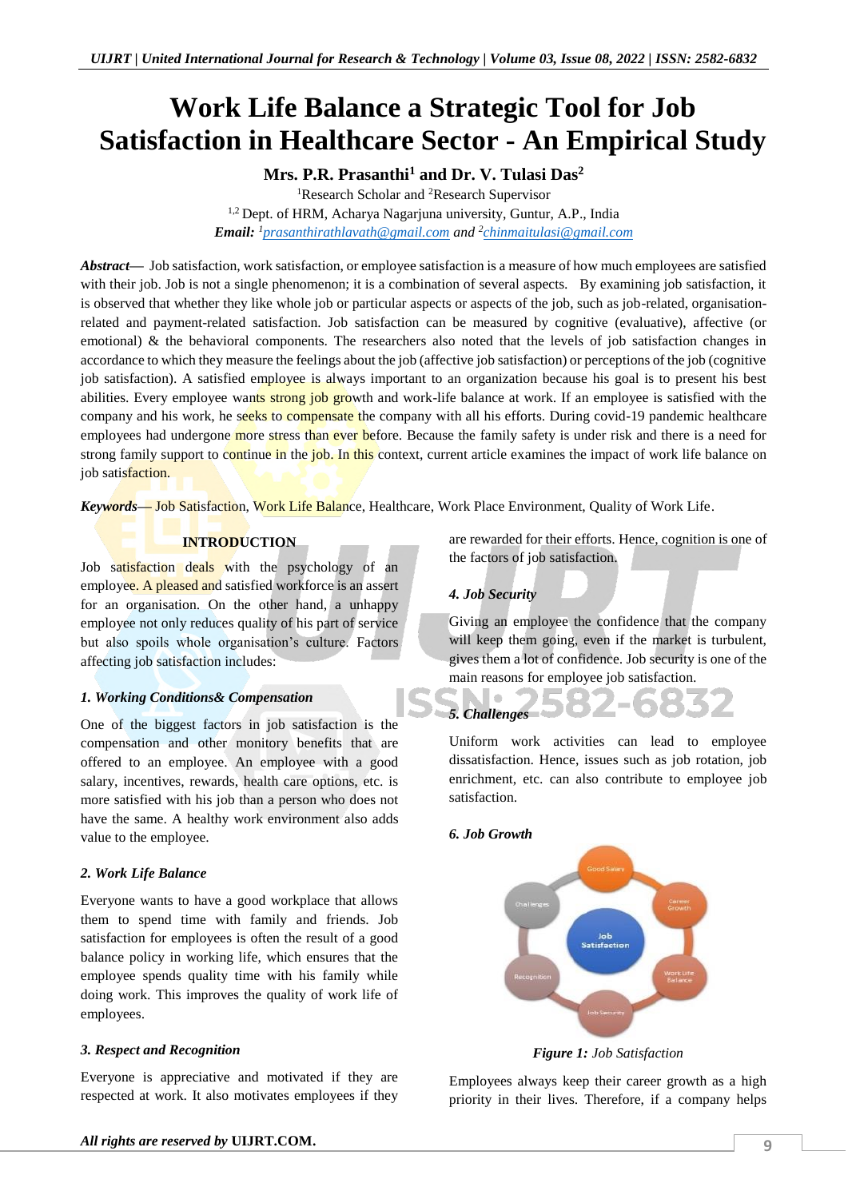# Work Life Balance a Strategic Tool for Job Satisfaction in Healthcare Sector - An Empirical Study

**Mrs. P.R. Prasanthi[1] and Dr. V. Tulasi Das[2]**

[1]Research Scholar and [2]Research Supervisor

[1,2] Dept. of HRM, Acharya Nagarjuna university, Guntur, A.P., India

***Email:*** *[1]prasanthirathlavath@gmail.com and [2]chinmaitulasi@gmail.com*

***Abstract*****—** Job satisfaction, work satisfaction, or employee satisfaction is a measure of how much employees are satisfied with their job. Job is not a single phenomenon; it is a combination of several aspects. By examining job satisfaction, it is observed that whether they like whole job or particular aspects or aspects of the job, such as job-related, organisation-related and payment-related satisfaction. Job satisfaction can be measured by cognitive (evaluative), affective (or emotional) & the behavioral components. The researchers also noted that the levels of job satisfaction changes in accordance to which they measure the feelings about the job (affective job satisfaction) or perceptions of the job (cognitive job satisfaction). A satisfied employee is always important to an organization because his goal is to present his best abilities. Every employee wants strong job growth and work-life balance at work. If an employee is satisfied with the company and his work, he seeks to compensate the company with all his efforts. During covid-19 pandemic healthcare employees had undergone more stress than ever before. Because the family safety is under risk and there is a need for strong family support to continue in the job. In this context, current article examines the impact of work life balance on job satisfaction.

***Keywords*****—** Job Satisfaction, Work Life Balance, Healthcare, Work Place Environment, Quality of Work Life.

## INTRODUCTION

Job satisfaction deals with the psychology of an employee. A pleased and satisfied workforce is an assert for an organisation. On the other hand, a unhappy employee not only reduces quality of his part of service but also spoils whole organisation's culture. Factors affecting job satisfaction includes:

### *1. Working Conditions& Compensation*

One of the biggest factors in job satisfaction is the compensation and other monitory benefits that are offered to an employee. An employee with a good salary, incentives, rewards, health care options, etc. is more satisfied with his job than a person who does not have the same. A healthy work environment also adds value to the employee.

### *2. Work Life Balance*

Everyone wants to have a good workplace that allows them to spend time with family and friends. Job satisfaction for employees is often the result of a good balance policy in working life, which ensures that the employee spends quality time with his family while doing work. This improves the quality of work life of employees.

### *3. Respect and Recognition*

Everyone is appreciative and motivated if they are respected at work. It also motivates employees if they are rewarded for their efforts. Hence, cognition is one of the factors of job satisfaction.

### *4. Job Security*

Giving an employee the confidence that the company will keep them going, even if the market is turbulent, gives them a lot of confidence. Job security is one of the main reasons for employee job satisfaction.

### *5. Challenges*

Uniform work activities can lead to employee dissatisfaction. Hence, issues such as job rotation, job enrichment, etc. can also contribute to employee job satisfaction.

### *6. Job Growth*

*Figure 1: Job Satisfaction*

Employees always keep their career growth as a high priority in their lives. Therefore, if a company helps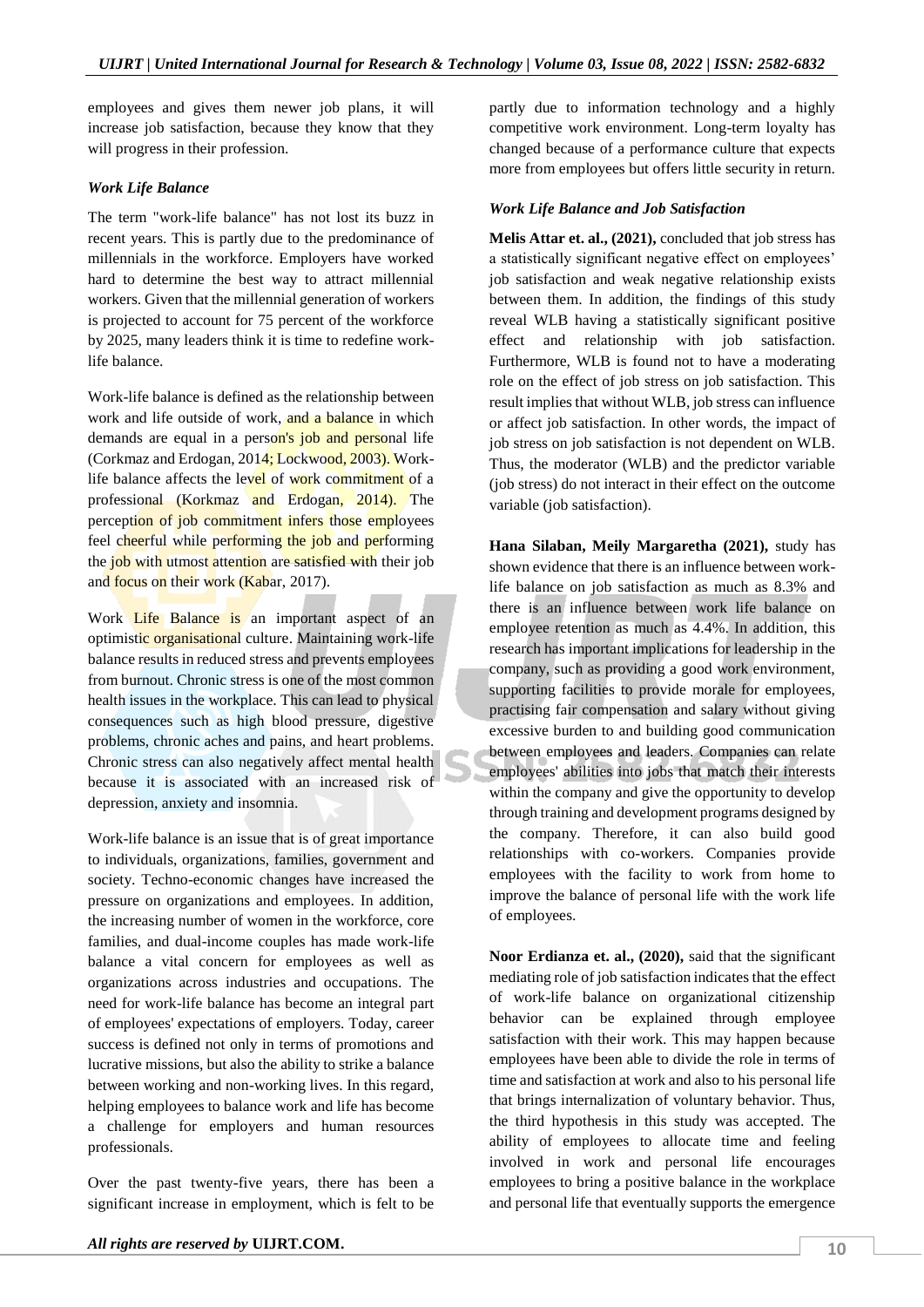employees and gives them newer job plans, it will increase job satisfaction, because they know that they will progress in their profession.

### *Work Life Balance*

The term "work-life balance" has not lost its buzz in recent years. This is partly due to the predominance of millennials in the workforce. Employers have worked hard to determine the best way to attract millennial workers. Given that the millennial generation of workers is projected to account for 75 percent of the workforce by 2025, many leaders think it is time to redefine work-life balance.

Work-life balance is defined as the relationship between work and life outside of work, and a balance in which demands are equal in a person's job and personal life (Corkmaz and Erdogan, 2014; Lockwood, 2003). Work-life balance affects the level of work commitment of a professional (Korkmaz and Erdogan, 2014). The perception of job commitment infers those employees feel cheerful while performing the job and performing the job with utmost attention are satisfied with their job and focus on their work (Kabar, 2017).

Work Life Balance is an important aspect of an optimistic organisational culture. Maintaining work-life balance results in reduced stress and prevents employees from burnout. Chronic stress is one of the most common health issues in the workplace. This can lead to physical consequences such as high blood pressure, digestive problems, chronic aches and pains, and heart problems. Chronic stress can also negatively affect mental health because it is associated with an increased risk of depression, anxiety and insomnia.

Work-life balance is an issue that is of great importance to individuals, organizations, families, government and society. Techno-economic changes have increased the pressure on organizations and employees. In addition, the increasing number of women in the workforce, core families, and dual-income couples has made work-life balance a vital concern for employees as well as organizations across industries and occupations. The need for work-life balance has become an integral part of employees' expectations of employers. Today, career success is defined not only in terms of promotions and lucrative missions, but also the ability to strike a balance between working and non-working lives. In this regard, helping employees to balance work and life has become a challenge for employers and human resources professionals.

Over the past twenty-five years, there has been a significant increase in employment, which is felt to be partly due to information technology and a highly competitive work environment. Long-term loyalty has changed because of a performance culture that expects more from employees but offers little security in return.

### *Work Life Balance and Job Satisfaction*

**Melis Attar et. al., (2021),** concluded that job stress has a statistically significant negative effect on employees' job satisfaction and weak negative relationship exists between them. In addition, the findings of this study reveal WLB having a statistically significant positive effect and relationship with job satisfaction. Furthermore, WLB is found not to have a moderating role on the effect of job stress on job satisfaction. This result implies that without WLB, job stress can influence or affect job satisfaction. In other words, the impact of job stress on job satisfaction is not dependent on WLB. Thus, the moderator (WLB) and the predictor variable (job stress) do not interact in their effect on the outcome variable (job satisfaction).

**Hana Silaban, Meily Margaretha (2021),** study has shown evidence that there is an influence between work-life balance on job satisfaction as much as 8.3% and there is an influence between work life balance on employee retention as much as 4.4%. In addition, this research has important implications for leadership in the company, such as providing a good work environment, supporting facilities to provide morale for employees, practising fair compensation and salary without giving excessive burden to and building good communication between employees and leaders. Companies can relate employees' abilities into jobs that match their interests within the company and give the opportunity to develop through training and development programs designed by the company. Therefore, it can also build good relationships with co-workers. Companies provide employees with the facility to work from home to improve the balance of personal life with the work life of employees.

**Noor Erdianza et. al., (2020),** said that the significant mediating role of job satisfaction indicates that the effect of work-life balance on organizational citizenship behavior can be explained through employee satisfaction with their work. This may happen because employees have been able to divide the role in terms of time and satisfaction at work and also to his personal life that brings internalization of voluntary behavior. Thus, the third hypothesis in this study was accepted. The ability of employees to allocate time and feeling involved in work and personal life encourages employees to bring a positive balance in the workplace and personal life that eventually supports the emergence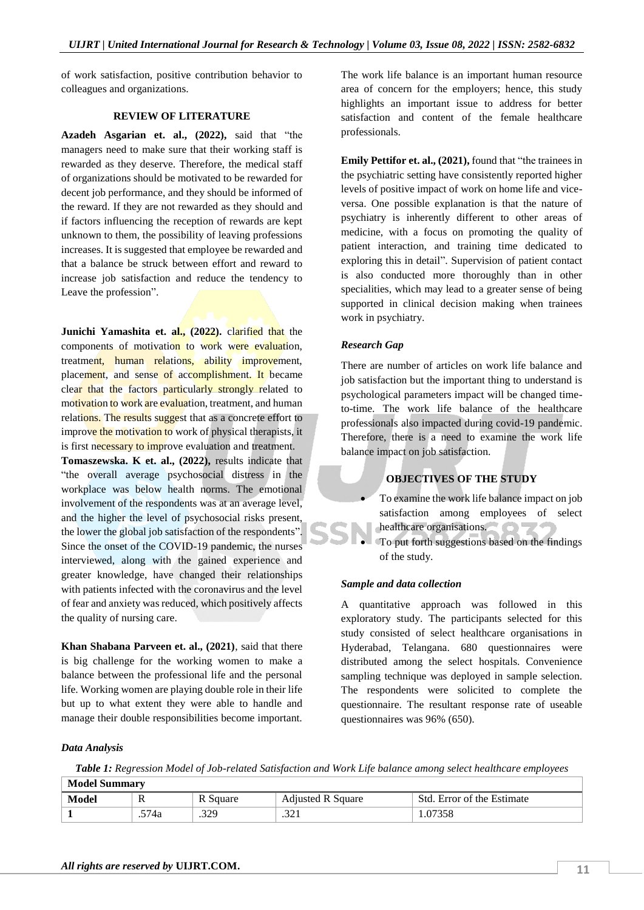of work satisfaction, positive contribution behavior to colleagues and organizations.

## REVIEW OF LITERATURE

**Azadeh Asgarian et. al., (2022),** said that "the managers need to make sure that their working staff is rewarded as they deserve. Therefore, the medical staff of organizations should be motivated to be rewarded for decent job performance, and they should be informed of the reward. If they are not rewarded as they should and if factors influencing the reception of rewards are kept unknown to them, the possibility of leaving professions increases. It is suggested that employee be rewarded and that a balance be struck between effort and reward to increase job satisfaction and reduce the tendency to Leave the profession".

**Junichi Yamashita et. al., (2022).** clarified that the components of motivation to work were evaluation, treatment, human relations, ability improvement, placement, and sense of accomplishment. It became clear that the factors particularly strongly related to motivation to work are evaluation, treatment, and human relations. The results suggest that as a concrete effort to improve the motivation to work of physical therapists, it is first necessary to improve evaluation and treatment.

**Tomaszewska. K et. al., (2022),** results indicate that "the overall average psychosocial distress in the workplace was below health norms. The emotional involvement of the respondents was at an average level, and the higher the level of psychosocial risks present, the lower the global job satisfaction of the respondents". Since the onset of the COVID-19 pandemic, the nurses interviewed, along with the gained experience and greater knowledge, have changed their relationships with patients infected with the coronavirus and the level of fear and anxiety was reduced, which positively affects the quality of nursing care.

**Khan Shabana Parveen et. al., (2021)**, said that there is big challenge for the working women to make a balance between the professional life and the personal life. Working women are playing double role in their life but up to what extent they were able to handle and manage their double responsibilities become important. The work life balance is an important human resource area of concern for the employers; hence, this study highlights an important issue to address for better satisfaction and content of the female healthcare professionals.

**Emily Pettifor et. al., (2021),** found that "the trainees in the psychiatric setting have consistently reported higher levels of positive impact of work on home life and vice-versa. One possible explanation is that the nature of psychiatry is inherently different to other areas of medicine, with a focus on promoting the quality of patient interaction, and training time dedicated to exploring this in detail". Supervision of patient contact is also conducted more thoroughly than in other specialities, which may lead to a greater sense of being supported in clinical decision making when trainees work in psychiatry.

### *Research Gap*

There are number of articles on work life balance and job satisfaction but the important thing to understand is psychological parameters impact will be changed time-to-time. The work life balance of the healthcare professionals also impacted during covid-19 pandemic. Therefore, there is a need to examine the work life balance impact on job satisfaction.

## OBJECTIVES OF THE STUDY

- To examine the work life balance impact on job satisfaction among employees of select healthcare organisations.
- To put forth suggestions based on the findings of the study.

### *Sample and data collection*

A quantitative approach was followed in this exploratory study. The participants selected for this study consisted of select healthcare organisations in Hyderabad, Telangana. 680 questionnaires were distributed among the select hospitals. Convenience sampling technique was deployed in sample selection. The respondents were solicited to complete the questionnaire. The resultant response rate of useable questionnaires was 96% (650).

### *Data Analysis*

***Table 1:*** *Regression Model of Job-related Satisfaction and Work Life balance among select healthcare employees*

| **Model Summary** | | | | |
|---|---|---|---|---|
| **Model** | R | R Square | Adjusted R Square | Std. Error of the Estimate |
| **1** | .574a | .329 | .321 | 1.07358 |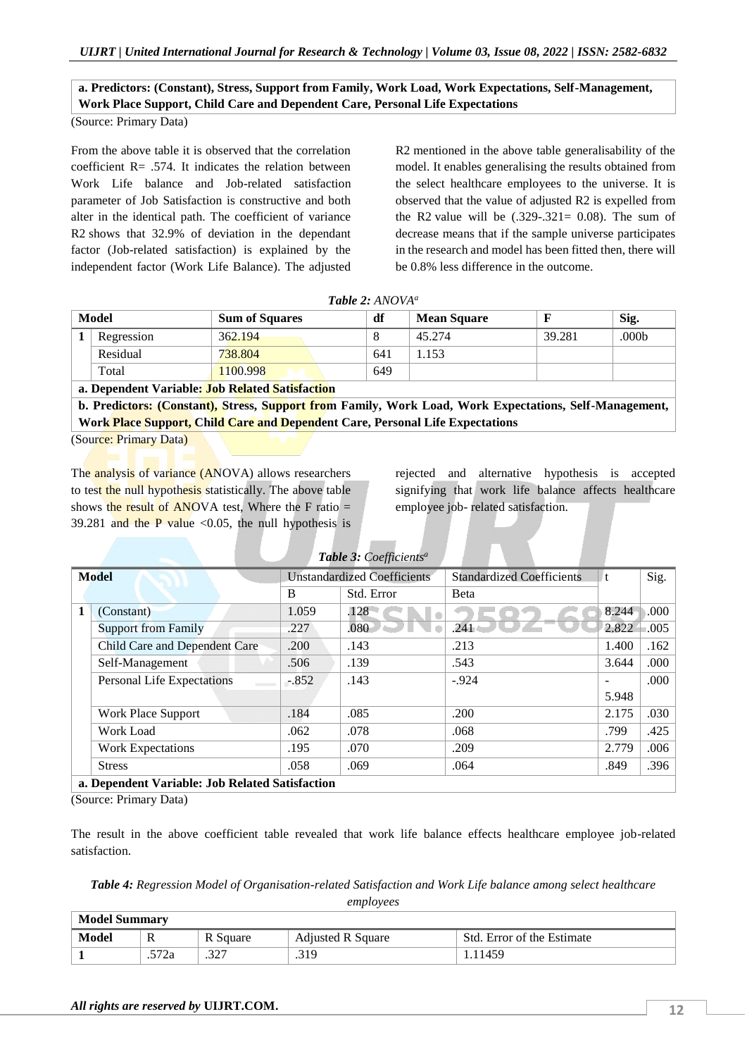| a. Predictors: (Constant), Stress, Support from Family, Work Load, Work Expectations, Self-Management, Work Place Support, Child Care and Dependent Care, Personal Life Expectations |
|---|

(Source: Primary Data)

From the above table it is observed that the correlation coefficient R= .574. It indicates the relation between Work Life balance and Job-related satisfaction parameter of Job Satisfaction is constructive and both alter in the identical path. The coefficient of variance R2 shows that 32.9% of deviation in the dependant factor (Job-related satisfaction) is explained by the independent factor (Work Life Balance). The adjusted R2 mentioned in the above table generalisability of the model. It enables generalising the results obtained from the select healthcare employees to the universe. It is observed that the value of adjusted R2 is expelled from the R2 value will be (.329-.321= 0.08). The sum of decrease means that if the sample universe participates in the research and model has been fitted then, there will be 0.8% less difference in the outcome.

*Table 2: ANOVA*[a]

| Model | | Sum of Squares | df | Mean Square | F | Sig. |
|---|---|---|---|---|---|---|
| 1 | Regression | 362.194 | 8 | 45.274 | 39.281 | .000b |
| | Residual | 738.804 | 641 | 1.153 | | |
| | Total | 1100.998 | 649 | | | |
| **a. Dependent Variable: Job Related Satisfaction** | | | | | | |
| **b. Predictors: (Constant), Stress, Support from Family, Work Load, Work Expectations, Self-Management, Work Place Support, Child Care and Dependent Care, Personal Life Expectations** | | | | | | |

(Source: Primary Data)

The analysis of variance (ANOVA) allows researchers to test the null hypothesis statistically. The above table shows the result of ANOVA test, Where the F ratio = 39.281 and the P value <0.05, the null hypothesis is rejected and alternative hypothesis is accepted signifying that work life balance affects healthcare employee job- related satisfaction.

*Table 3: Coefficients*[a]

| Model | | Unstandardized Coefficients | | Standardized Coefficients | t | Sig. |
|---|---|---|---|---|---|---|
| | | B | Std. Error | Beta | | |
| 1 | (Constant) | 1.059 | .128 | | 8.244 | .000 |
| | Support from Family | .227 | .080 | .241 | 2.822 | .005 |
| | Child Care and Dependent Care | .200 | .143 | .213 | 1.400 | .162 |
| | Self-Management | .506 | .139 | .543 | 3.644 | .000 |
| | Personal Life Expectations | -.852 | .143 | -.924 | -5.948 | .000 |
| | Work Place Support | .184 | .085 | .200 | 2.175 | .030 |
| | Work Load | .062 | .078 | .068 | .799 | .425 |
| | Work Expectations | .195 | .070 | .209 | 2.779 | .006 |
| | Stress | .058 | .069 | .064 | .849 | .396 |
| **a. Dependent Variable: Job Related Satisfaction** | | | | | | |

(Source: Primary Data)

The result in the above coefficient table revealed that work life balance effects healthcare employee job-related satisfaction.

*Table 4: Regression Model of Organisation-related Satisfaction and Work Life balance among select healthcare employees*

| **Model Summary** | | | | |
|---|---|---|---|---|
| **Model** | R | R Square | Adjusted R Square | Std. Error of the Estimate |
| **1** | .572a | .327 | .319 | 1.11459 |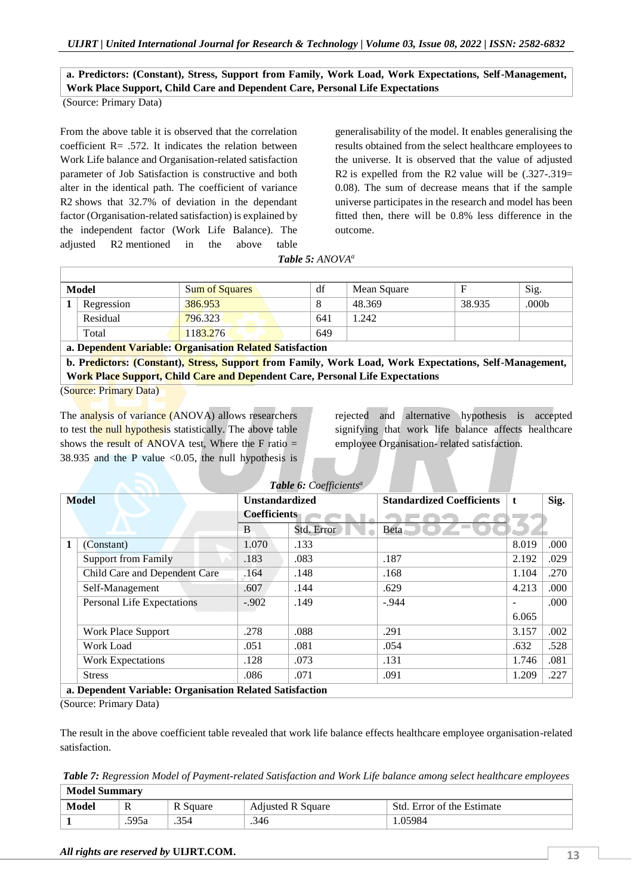| a. Predictors: (Constant), Stress, Support from Family, Work Load, Work Expectations, Self-Management, Work Place Support, Child Care and Dependent Care, Personal Life Expectations |
|---|

(Source: Primary Data)

From the above table it is observed that the correlation coefficient R= .572. It indicates the relation between Work Life balance and Organisation-related satisfaction parameter of Job Satisfaction is constructive and both alter in the identical path. The coefficient of variance R2 shows that 32.7% of deviation in the dependant factor (Organisation-related satisfaction) is explained by the independent factor (Work Life Balance). The adjusted R2 mentioned in the above table generalisability of the model. It enables generalising the results obtained from the select healthcare employees to the universe. It is observed that the value of adjusted R2 is expelled from the R2 value will be (.327-.319= 0.08). The sum of decrease means that if the sample universe participates in the research and model has been fitted then, there will be 0.8% less difference in the outcome.

*Table 5: ANOVA[a]*

| Model | | Sum of Squares | df | Mean Square | F | Sig. |
|---|---|---|---|---|---|---|
| 1 | Regression | 386.953 | 8 | 48.369 | 38.935 | .000b |
| | Residual | 796.323 | 641 | 1.242 | | |
| | Total | 1183.276 | 649 | | | |
| **a. Dependent Variable: Organisation Related Satisfaction** | | | | | | |
| **b. Predictors: (Constant), Stress, Support from Family, Work Load, Work Expectations, Self-Management, Work Place Support, Child Care and Dependent Care, Personal Life Expectations** | | | | | | |

(Source: Primary Data)

The analysis of variance (ANOVA) allows researchers to test the null hypothesis statistically. The above table shows the result of ANOVA test, Where the F ratio = 38.935 and the P value <0.05, the null hypothesis is rejected and alternative hypothesis is accepted signifying that work life balance affects healthcare employee Organisation- related satisfaction.

*Table 6: Coefficients[a]*

| Model | | Unstandardized Coefficients | | Standardized Coefficients | t | Sig. |
|---|---|---|---|---|---|---|
| | | B | Std. Error | Beta | | |
| 1 | (Constant) | 1.070 | .133 | | 8.019 | .000 |
| | Support from Family | .183 | .083 | .187 | 2.192 | .029 |
| | Child Care and Dependent Care | .164 | .148 | .168 | 1.104 | .270 |
| | Self-Management | .607 | .144 | .629 | 4.213 | .000 |
| | Personal Life Expectations | -.902 | .149 | -.944 | -6.065 | .000 |
| | Work Place Support | .278 | .088 | .291 | 3.157 | .002 |
| | Work Load | .051 | .081 | .054 | .632 | .528 |
| | Work Expectations | .128 | .073 | .131 | 1.746 | .081 |
| | Stress | .086 | .071 | .091 | 1.209 | .227 |
| **a. Dependent Variable: Organisation Related Satisfaction** | | | | | | |

(Source: Primary Data)

The result in the above coefficient table revealed that work life balance effects healthcare employee organisation-related satisfaction.

*Table 7: Regression Model of Payment-related Satisfaction and Work Life balance among select healthcare employees*

| **Model Summary** | | | | |
|---|---|---|---|---|
| **Model** | R | R Square | Adjusted R Square | Std. Error of the Estimate |
| 1 | .595a | .354 | .346 | 1.05984 |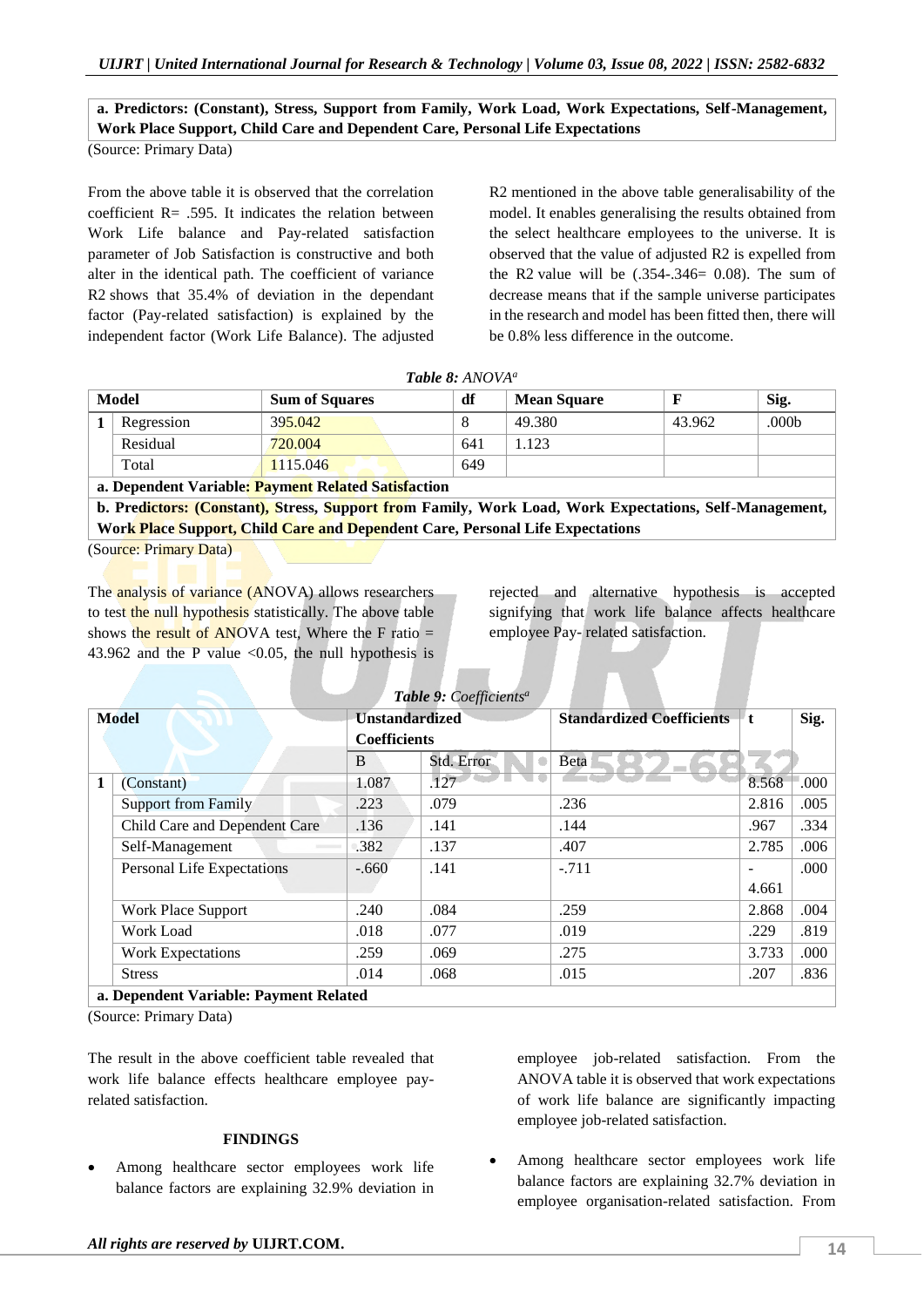| a. Predictors: (Constant), Stress, Support from Family, Work Load, Work Expectations, Self-Management, Work Place Support, Child Care and Dependent Care, Personal Life Expectations |
|---|

(Source: Primary Data)

From the above table it is observed that the correlation coefficient R= .595. It indicates the relation between Work Life balance and Pay-related satisfaction parameter of Job Satisfaction is constructive and both alter in the identical path. The coefficient of variance R2 shows that 35.4% of deviation in the dependant factor (Pay-related satisfaction) is explained by the independent factor (Work Life Balance). The adjusted R2 mentioned in the above table generalisability of the model. It enables generalising the results obtained from the select healthcare employees to the universe. It is observed that the value of adjusted R2 is expelled from the R2 value will be (.354-.346= 0.08). The sum of decrease means that if the sample universe participates in the research and model has been fitted then, there will be 0.8% less difference in the outcome.

***Table 8:*** *ANOVA[a]*

| Model | | Sum of Squares | df | Mean Square | F | Sig. |
|---|---|---|---|---|---|---|
| 1 | Regression | 395.042 | 8 | 49.380 | 43.962 | .000b |
| | Residual | 720.004 | 641 | 1.123 | | |
| | Total | 1115.046 | 649 | | | |
| **a. Dependent Variable: Payment Related Satisfaction** | | | | | | |
| **b. Predictors: (Constant), Stress, Support from Family, Work Load, Work Expectations, Self-Management, Work Place Support, Child Care and Dependent Care, Personal Life Expectations** | | | | | | |

(Source: Primary Data)

The analysis of variance (ANOVA) allows researchers to test the null hypothesis statistically. The above table shows the result of ANOVA test, Where the F ratio = 43.962 and the P value <0.05, the null hypothesis is rejected and alternative hypothesis is accepted signifying that work life balance affects healthcare employee Pay- related satisfaction.

***Table 9:*** *Coefficients[a]*

| Model | | Unstandardized Coefficients | | Standardized Coefficients | t | Sig. |
|---|---|---|---|---|---|---|
| | | B | Std. Error | Beta | | |
| 1 | (Constant) | 1.087 | .127 | | 8.568 | .000 |
| | Support from Family | .223 | .079 | .236 | 2.816 | .005 |
| | Child Care and Dependent Care | .136 | .141 | .144 | .967 | .334 |
| | Self-Management | .382 | .137 | .407 | 2.785 | .006 |
| | Personal Life Expectations | -.660 | .141 | -.711 | -4.661 | .000 |
| | Work Place Support | .240 | .084 | .259 | 2.868 | .004 |
| | Work Load | .018 | .077 | .019 | .229 | .819 |
| | Work Expectations | .259 | .069 | .275 | 3.733 | .000 |
| | Stress | .014 | .068 | .015 | .207 | .836 |
| **a. Dependent Variable: Payment Related** | | | | | | |

(Source: Primary Data)

The result in the above coefficient table revealed that work life balance effects healthcare employee pay-related satisfaction.

### FINDINGS

- Among healthcare sector employees work life balance factors are explaining 32.9% deviation in employee job-related satisfaction. From the ANOVA table it is observed that work expectations of work life balance are significantly impacting employee job-related satisfaction.
- Among healthcare sector employees work life balance factors are explaining 32.7% deviation in employee organisation-related satisfaction. From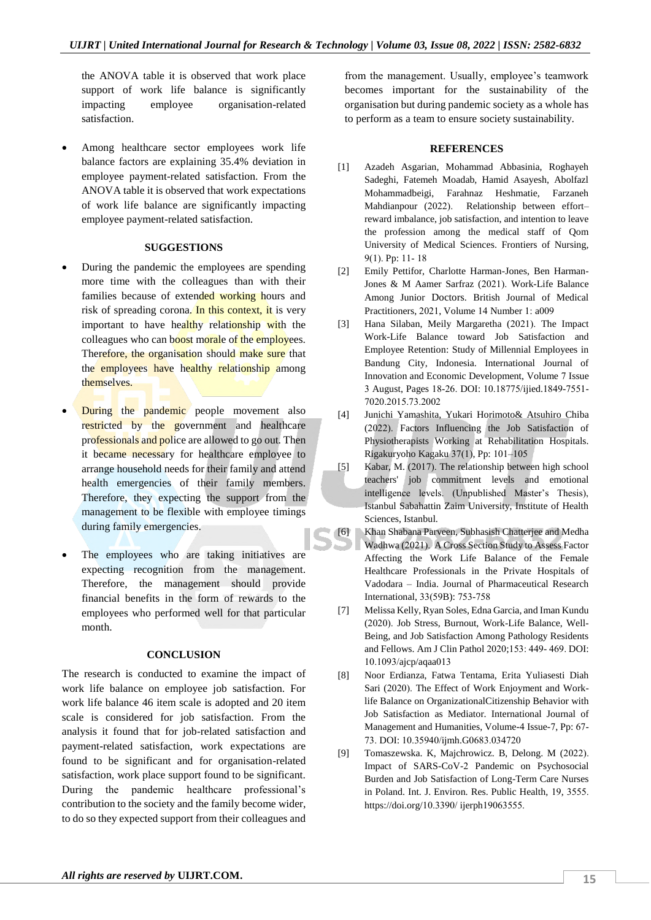the ANOVA table it is observed that work place support of work life balance is significantly impacting employee organisation-related satisfaction.

- Among healthcare sector employees work life balance factors are explaining 35.4% deviation in employee payment-related satisfaction. From the ANOVA table it is observed that work expectations of work life balance are significantly impacting employee payment-related satisfaction.

## SUGGESTIONS

- During the pandemic the employees are spending more time with the colleagues than with their families because of extended working hours and risk of spreading corona. In this context, it is very important to have healthy relationship with the colleagues who can boost morale of the employees. Therefore, the organisation should make sure that the employees have healthy relationship among themselves.
- During the pandemic people movement also restricted by the government and healthcare professionals and police are allowed to go out. Then it became necessary for healthcare employee to arrange household needs for their family and attend health emergencies of their family members. Therefore, they expecting the support from the management to be flexible with employee timings during family emergencies.
- The employees who are taking initiatives are expecting recognition from the management. Therefore, the management should provide financial benefits in the form of rewards to the employees who performed well for that particular month.

## CONCLUSION

The research is conducted to examine the impact of work life balance on employee job satisfaction. For work life balance 46 item scale is adopted and 20 item scale is considered for job satisfaction. From the analysis it found that for job-related satisfaction and payment-related satisfaction, work expectations are found to be significant and for organisation-related satisfaction, work place support found to be significant. During the pandemic healthcare professional's contribution to the society and the family become wider, to do so they expected support from their colleagues and from the management. Usually, employee's teamwork becomes important for the sustainability of the organisation but during pandemic society as a whole has to perform as a team to ensure society sustainability.

## REFERENCES

[1] Azadeh Asgarian, Mohammad Abbasinia, Roghayeh Sadeghi, Fatemeh Moadab, Hamid Asayesh, Abolfazl Mohammadbeigi, Farahnaz Heshmatie, Farzaneh Mahdianpour (2022). Relationship between effort–reward imbalance, job satisfaction, and intention to leave the profession among the medical staff of Qom University of Medical Sciences. Frontiers of Nursing, 9(1). Pp: 11- 18

[2] Emily Pettifor, Charlotte Harman-Jones, Ben Harman-Jones & M Aamer Sarfraz (2021). Work-Life Balance Among Junior Doctors. British Journal of Medical Practitioners, 2021, Volume 14 Number 1: a009

[3] Hana Silaban, Meily Margaretha (2021). The Impact Work-Life Balance toward Job Satisfaction and Employee Retention: Study of Millennial Employees in Bandung City, Indonesia. International Journal of Innovation and Economic Development, Volume 7 Issue 3 August, Pages 18-26. DOI: 10.18775/ijied.1849-7551-7020.2015.73.2002

[4] Junichi Yamashita, Yukari Horimoto& Atsuhiro Chiba (2022). Factors Influencing the Job Satisfaction of Physiotherapists Working at Rehabilitation Hospitals. Rigakuryoho Kagaku 37(1), Pp: 101–105

[5] Kabar, M. (2017). The relationship between high school teachers' job commitment levels and emotional intelligence levels. (Unpublished Master's Thesis), Istanbul Sabahattin Zaim University, Institute of Health Sciences, Istanbul.

[6] Khan Shabana Parveen, Subhasish Chatterjee and Medha Wadhwa (2021). A Cross Section Study to Assess Factor Affecting the Work Life Balance of the Female Healthcare Professionals in the Private Hospitals of Vadodara – India. Journal of Pharmaceutical Research International, 33(59B): 753-758

[7] Melissa Kelly, Ryan Soles, Edna Garcia, and Iman Kundu (2020). Job Stress, Burnout, Work-Life Balance, Well-Being, and Job Satisfaction Among Pathology Residents and Fellows. Am J Clin Pathol 2020;153: 449- 469. DOI: 10.1093/ajcp/aqaa013

[8] Noor Erdianza, Fatwa Tentama, Erita Yuliasesti Diah Sari (2020). The Effect of Work Enjoyment and Work-life Balance on OrganizationalCitizenship Behavior with Job Satisfaction as Mediator. International Journal of Management and Humanities, Volume-4 Issue-7, Pp: 67-73. DOI: 10.35940/ijmh.G0683.034720

[9] Tomaszewska. K, Majchrowicz. B, Delong. M (2022). Impact of SARS-CoV-2 Pandemic on Psychosocial Burden and Job Satisfaction of Long-Term Care Nurses in Poland. Int. J. Environ. Res. Public Health, 19, 3555. https://doi.org/10.3390/ ijerph19063555.